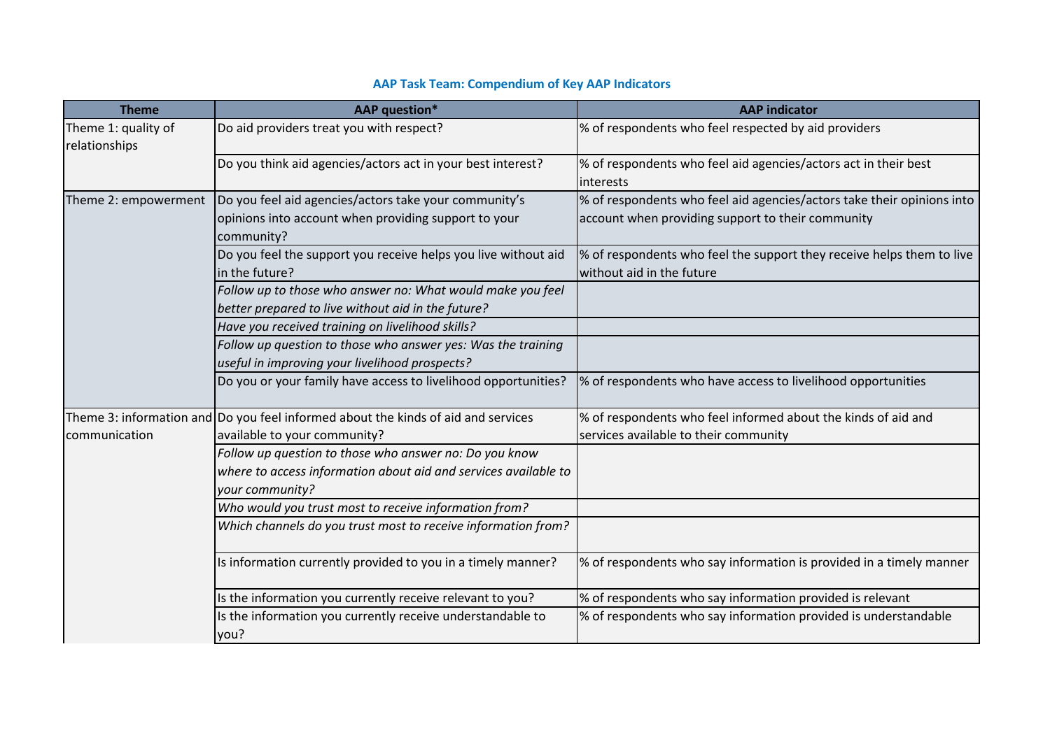# AAP Task Team: Compendium of Key AAP Indicators

| Theme | AAP question* | AAP indicator |
|---|---|---|
| Theme 1: quality of relationships | Do aid providers treat you with respect? | % of respondents who feel respected by aid providers |
| | Do you think aid agencies/actors act in your best interest? | % of respondents who feel aid agencies/actors act in their best interests |
| Theme 2: empowerment | Do you feel aid agencies/actors take your community's opinions into account when providing support to your community? | % of respondents who feel aid agencies/actors take their opinions into account when providing support to their community |
| | Do you feel the support you receive helps you live without aid in the future? | % of respondents who feel the support they receive helps them to live without aid in the future |
| | *Follow up to those who answer no: What would make you feel better prepared to live without aid in the future?* | |
| | *Have you received training on livelihood skills?* | |
| | *Follow up question to those who answer yes: Was the training useful in improving your livelihood prospects?* | |
| | Do you or your family have access to livelihood opportunities? | % of respondents who have access to livelihood opportunities |
| Theme 3: information and communication | Do you feel informed about the kinds of aid and services available to your community? | % of respondents who feel informed about the kinds of aid and services available to their community |
| | *Follow up question to those who answer no: Do you know where to access information about aid and services available to your community?* | |
| | *Who would you trust most to receive information from?* | |
| | *Which channels do you trust most to receive information from?* | |
| | Is information currently provided to you in a timely manner? | % of respondents who say information is provided in a timely manner |
| | Is the information you currently receive relevant to you? | % of respondents who say information provided is relevant |
| | Is the information you currently receive understandable to you? | % of respondents who say information provided is understandable |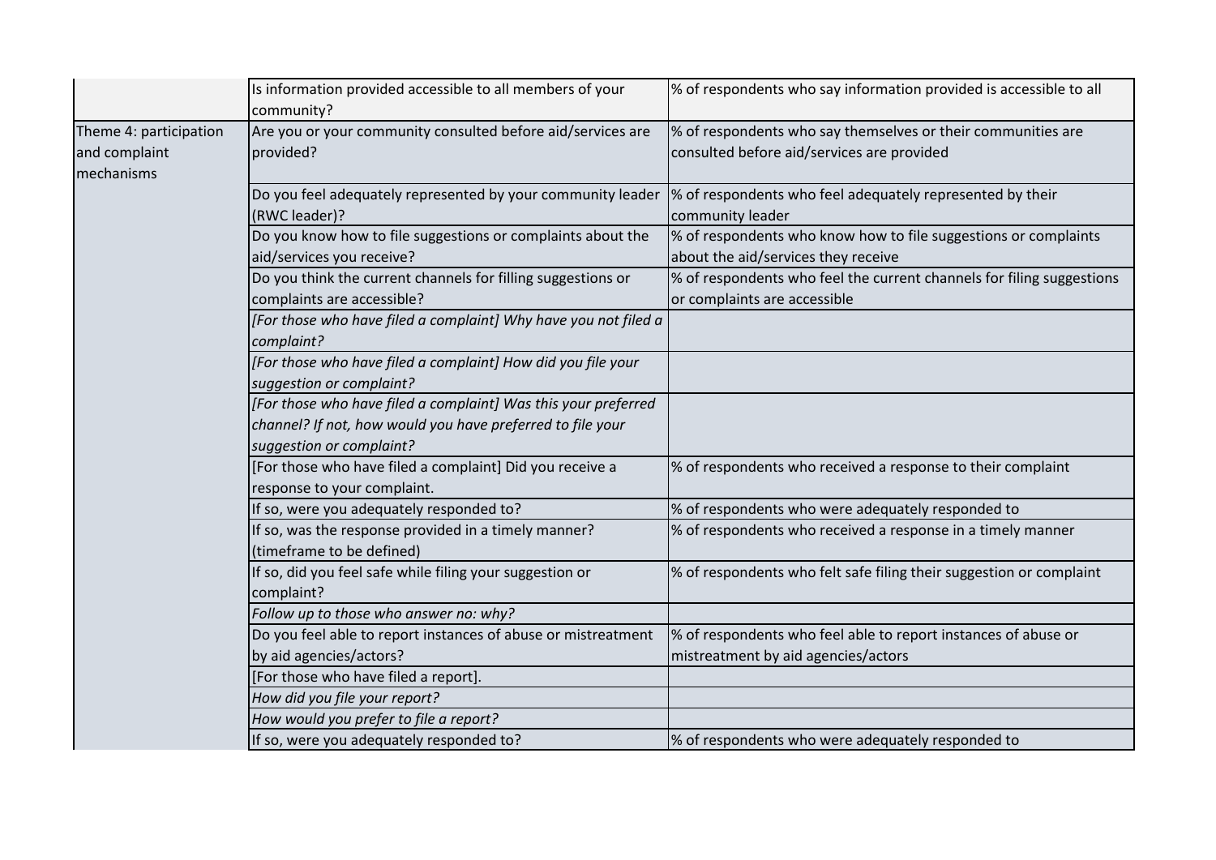| | | |
|---|---|---|
| | Is information provided accessible to all members of your community? | % of respondents who say information provided is accessible to all |
| Theme 4: participation and complaint mechanisms | Are you or your community consulted before aid/services are provided? | % of respondents who say themselves or their communities are consulted before aid/services are provided |
| | Do you feel adequately represented by your community leader (RWC leader)? | % of respondents who feel adequately represented by their community leader |
| | Do you know how to file suggestions or complaints about the aid/services you receive? | % of respondents who know how to file suggestions or complaints about the aid/services they receive |
| | Do you think the current channels for filling suggestions or complaints are accessible? | % of respondents who feel the current channels for filing suggestions or complaints are accessible |
| | *[For those who have filed a complaint] Why have you not filed a complaint?* | |
| | *[For those who have filed a complaint] How did you file your suggestion or complaint?* | |
| | *[For those who have filed a complaint] Was this your preferred channel? If not, how would you have preferred to file your suggestion or complaint?* | |
| | [For those who have filed a complaint] Did you receive a response to your complaint. | % of respondents who received a response to their complaint |
| | If so, were you adequately responded to? | % of respondents who were adequately responded to |
| | If so, was the response provided in a timely manner? (timeframe to be defined) | % of respondents who received a response in a timely manner |
| | If so, did you feel safe while filing your suggestion or complaint? | % of respondents who felt safe filing their suggestion or complaint |
| | *Follow up to those who answer no: why?* | |
| | Do you feel able to report instances of abuse or mistreatment by aid agencies/actors? | % of respondents who feel able to report instances of abuse or mistreatment by aid agencies/actors |
| | [For those who have filed a report]. | |
| | *How did you file your report?* | |
| | *How would you prefer to file a report?* | |
| | If so, were you adequately responded to? | % of respondents who were adequately responded to |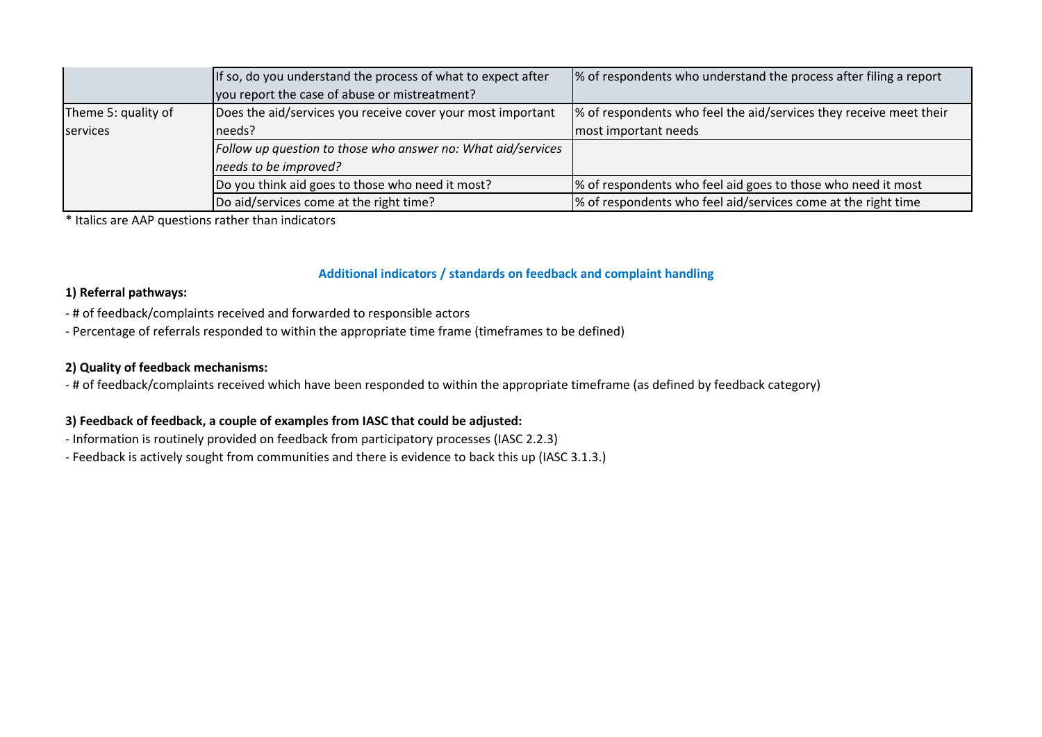| | | |
|---|---|---|
| | If so, do you understand the process of what to expect after you report the case of abuse or mistreatment? | % of respondents who understand the process after filing a report |
| Theme 5: quality of services | Does the aid/services you receive cover your most important needs? | % of respondents who feel the aid/services they receive meet their most important needs |
| | *Follow up question to those who answer no: What aid/services needs to be improved?* | |
| | Do you think aid goes to those who need it most? | % of respondents who feel aid goes to those who need it most |
| | Do aid/services come at the right time? | % of respondents who feel aid/services come at the right time |

* Italics are AAP questions rather than indicators

### Additional indicators / standards on feedback and complaint handling

**1) Referral pathways:**

- # of feedback/complaints received and forwarded to responsible actors
- Percentage of referrals responded to within the appropriate time frame (timeframes to be defined)

**2) Quality of feedback mechanisms:**

- # of feedback/complaints received which have been responded to within the appropriate timeframe (as defined by feedback category)

**3) Feedback of feedback, a couple of examples from IASC that could be adjusted:**

- Information is routinely provided on feedback from participatory processes (IASC 2.2.3)
- Feedback is actively sought from communities and there is evidence to back this up (IASC 3.1.3.)